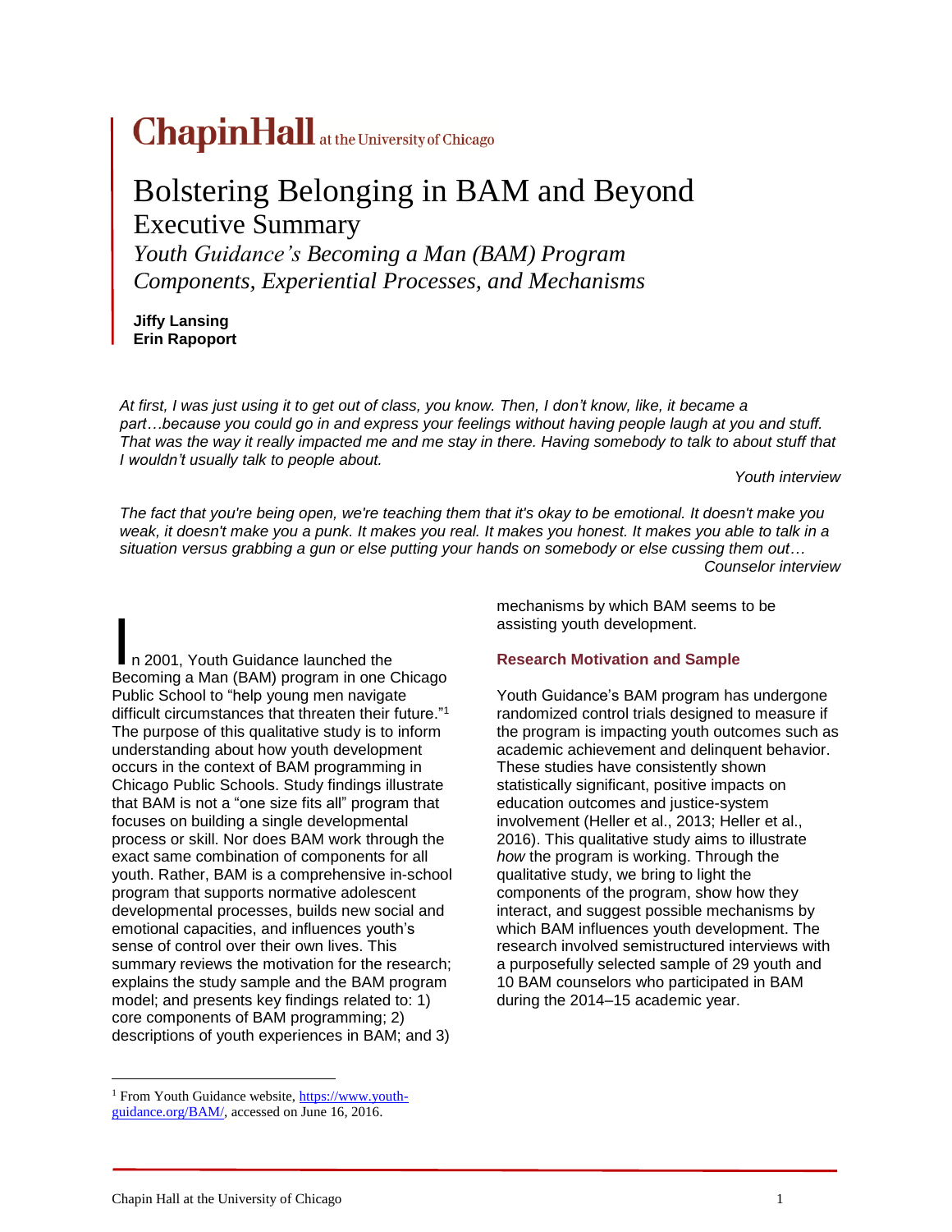Chapin Hall at the University of Chicago

# Bolstering Belonging in BAM and Beyond

## Executive Summary

### *Youth Guidance's Becoming a Man (BAM) Program Components, Experiential Processes, and Mechanisms*

**Jiffy Lansing**
**Erin Rapoport**

*At first, I was just using it to get out of class, you know. Then, I don't know, like, it became a part…because you could go in and express your feelings without having people laugh at you and stuff. That was the way it really impacted me and me stay in there. Having somebody to talk to about stuff that I wouldn't usually talk to people about.*

*Youth interview*

*The fact that you're being open, we're teaching them that it's okay to be emotional. It doesn't make you weak, it doesn't make you a punk. It makes you real. It makes you honest. It makes you able to talk in a situation versus grabbing a gun or else putting your hands on somebody or else cussing them out…*

*Counselor interview*

In 2001, Youth Guidance launched the Becoming a Man (BAM) program in one Chicago Public School to "help young men navigate difficult circumstances that threaten their future."[1] The purpose of this qualitative study is to inform understanding about how youth development occurs in the context of BAM programming in Chicago Public Schools. Study findings illustrate that BAM is not a "one size fits all" program that focuses on building a single developmental process or skill. Nor does BAM work through the exact same combination of components for all youth. Rather, BAM is a comprehensive in-school program that supports normative adolescent developmental processes, builds new social and emotional capacities, and influences youth's sense of control over their own lives. This summary reviews the motivation for the research; explains the study sample and the BAM program model; and presents key findings related to: 1) core components of BAM programming; 2) descriptions of youth experiences in BAM; and 3) mechanisms by which BAM seems to be assisting youth development.

### Research Motivation and Sample

Youth Guidance's BAM program has undergone randomized control trials designed to measure if the program is impacting youth outcomes such as academic achievement and delinquent behavior. These studies have consistently shown statistically significant, positive impacts on education outcomes and justice-system involvement (Heller et al., 2013; Heller et al., 2016). This qualitative study aims to illustrate *how* the program is working. Through the qualitative study, we bring to light the components of the program, show how they interact, and suggest possible mechanisms by which BAM influences youth development. The research involved semistructured interviews with a purposefully selected sample of 29 youth and 10 BAM counselors who participated in BAM during the 2014–15 academic year.

[1] From Youth Guidance website, https://www.youth-guidance.org/BAM/, accessed on June 16, 2016.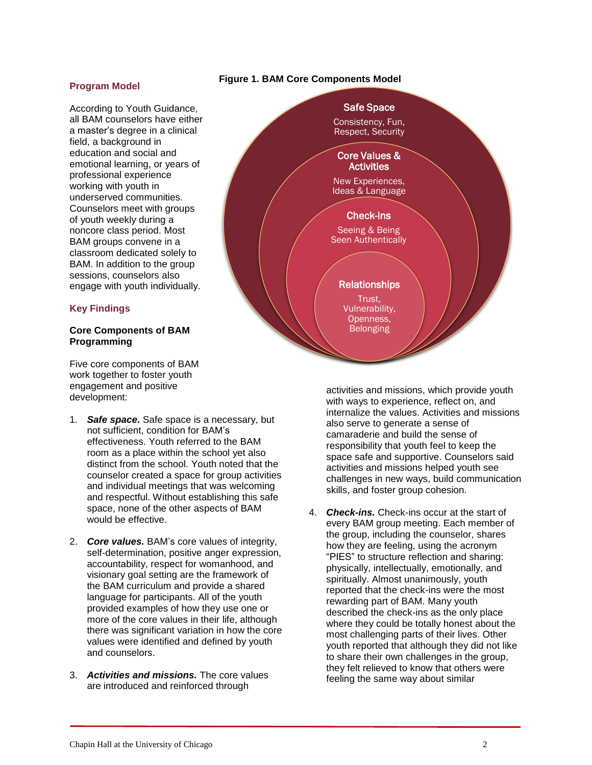## Program Model

According to Youth Guidance, all BAM counselors have either a master's degree in a clinical field, a background in education and social and emotional learning, or years of professional experience working with youth in underserved communities. Counselors meet with groups of youth weekly during a noncore class period. Most BAM groups convene in a classroom dedicated solely to BAM. In addition to the group sessions, counselors also engage with youth individually.

**Figure 1. BAM Core Components Model**

Safe Space
Consistency, Fun, Respect, Security

Core Values & Activities
New Experiences, Ideas & Language

Check-Ins
Seeing & Being Seen Authentically

Relationships
Trust, Vulnerability, Openness, Belonging

## Key Findings

### Core Components of BAM Programming

Five core components of BAM work together to foster youth engagement and positive development:

1. ***Safe space.*** Safe space is a necessary, but not sufficient, condition for BAM's effectiveness. Youth referred to the BAM room as a place within the school yet also distinct from the school. Youth noted that the counselor created a space for group activities and individual meetings that was welcoming and respectful. Without establishing this safe space, none of the other aspects of BAM would be effective.

2. ***Core values.*** BAM's core values of integrity, self-determination, positive anger expression, accountability, respect for womanhood, and visionary goal setting are the framework of the BAM curriculum and provide a shared language for participants. All of the youth provided examples of how they use one or more of the core values in their life, although there was significant variation in how the core values were identified and defined by youth and counselors.

3. ***Activities and missions.*** The core values are introduced and reinforced through activities and missions, which provide youth with ways to experience, reflect on, and internalize the values. Activities and missions also serve to generate a sense of camaraderie and build the sense of responsibility that youth feel to keep the space safe and supportive. Counselors said activities and missions helped youth see challenges in new ways, build communication skills, and foster group cohesion.

4. ***Check-ins.*** Check-ins occur at the start of every BAM group meeting. Each member of the group, including the counselor, shares how they are feeling, using the acronym "PIES" to structure reflection and sharing: physically, intellectually, emotionally, and spiritually. Almost unanimously, youth reported that the check-ins were the most rewarding part of BAM. Many youth described the check-ins as the only place where they could be totally honest about the most challenging parts of their lives. Other youth reported that although they did not like to share their own challenges in the group, they felt relieved to know that others were feeling the same way about similar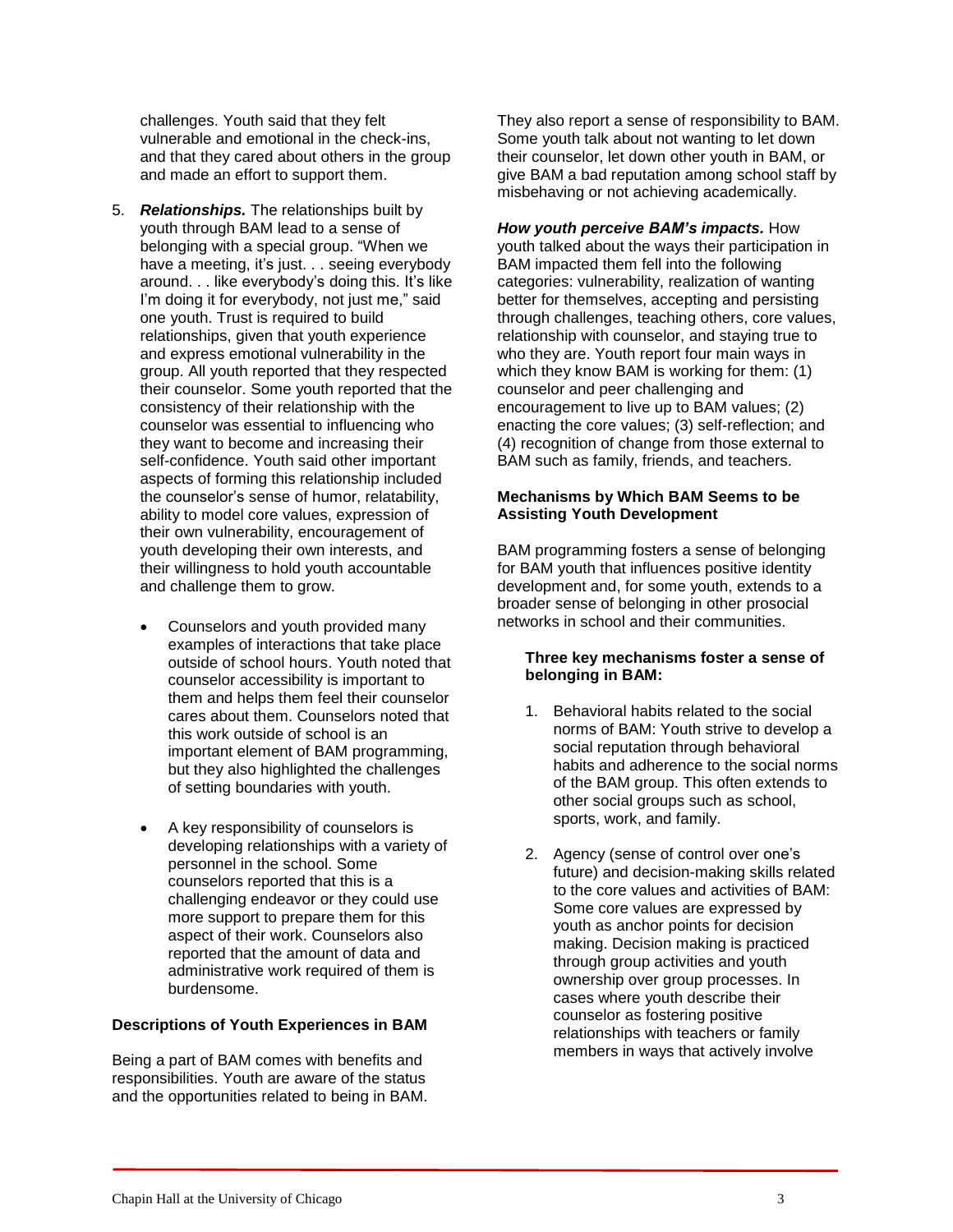challenges. Youth said that they felt vulnerable and emotional in the check-ins, and that they cared about others in the group and made an effort to support them.

5. ***Relationships.*** The relationships built by youth through BAM lead to a sense of belonging with a special group. "When we have a meeting, it's just. . . seeing everybody around. . . like everybody's doing this. It's like I'm doing it for everybody, not just me," said one youth. Trust is required to build relationships, given that youth experience and express emotional vulnerability in the group. All youth reported that they respected their counselor. Some youth reported that the consistency of their relationship with the counselor was essential to influencing who they want to become and increasing their self-confidence. Youth said other important aspects of forming this relationship included the counselor's sense of humor, relatability, ability to model core values, expression of their own vulnerability, encouragement of youth developing their own interests, and their willingness to hold youth accountable and challenge them to grow.

   - Counselors and youth provided many examples of interactions that take place outside of school hours. Youth noted that counselor accessibility is important to them and helps them feel their counselor cares about them. Counselors noted that this work outside of school is an important element of BAM programming, but they also highlighted the challenges of setting boundaries with youth.

   - A key responsibility of counselors is developing relationships with a variety of personnel in the school. Some counselors reported that this is a challenging endeavor or they could use more support to prepare them for this aspect of their work. Counselors also reported that the amount of data and administrative work required of them is burdensome.

### Descriptions of Youth Experiences in BAM

Being a part of BAM comes with benefits and responsibilities. Youth are aware of the status and the opportunities related to being in BAM. They also report a sense of responsibility to BAM. Some youth talk about not wanting to let down their counselor, let down other youth in BAM, or give BAM a bad reputation among school staff by misbehaving or not achieving academically.

***How youth perceive BAM's impacts.*** How youth talked about the ways their participation in BAM impacted them fell into the following categories: vulnerability, realization of wanting better for themselves, accepting and persisting through challenges, teaching others, core values, relationship with counselor, and staying true to who they are. Youth report four main ways in which they know BAM is working for them: (1) counselor and peer challenging and encouragement to live up to BAM values; (2) enacting the core values; (3) self-reflection; and (4) recognition of change from those external to BAM such as family, friends, and teachers.

### Mechanisms by Which BAM Seems to be Assisting Youth Development

BAM programming fosters a sense of belonging for BAM youth that influences positive identity development and, for some youth, extends to a broader sense of belonging in other prosocial networks in school and their communities.

**Three key mechanisms foster a sense of belonging in BAM:**

1. Behavioral habits related to the social norms of BAM: Youth strive to develop a social reputation through behavioral habits and adherence to the social norms of the BAM group. This often extends to other social groups such as school, sports, work, and family.

2. Agency (sense of control over one's future) and decision-making skills related to the core values and activities of BAM: Some core values are expressed by youth as anchor points for decision making. Decision making is practiced through group activities and youth ownership over group processes. In cases where youth describe their counselor as fostering positive relationships with teachers or family members in ways that actively involve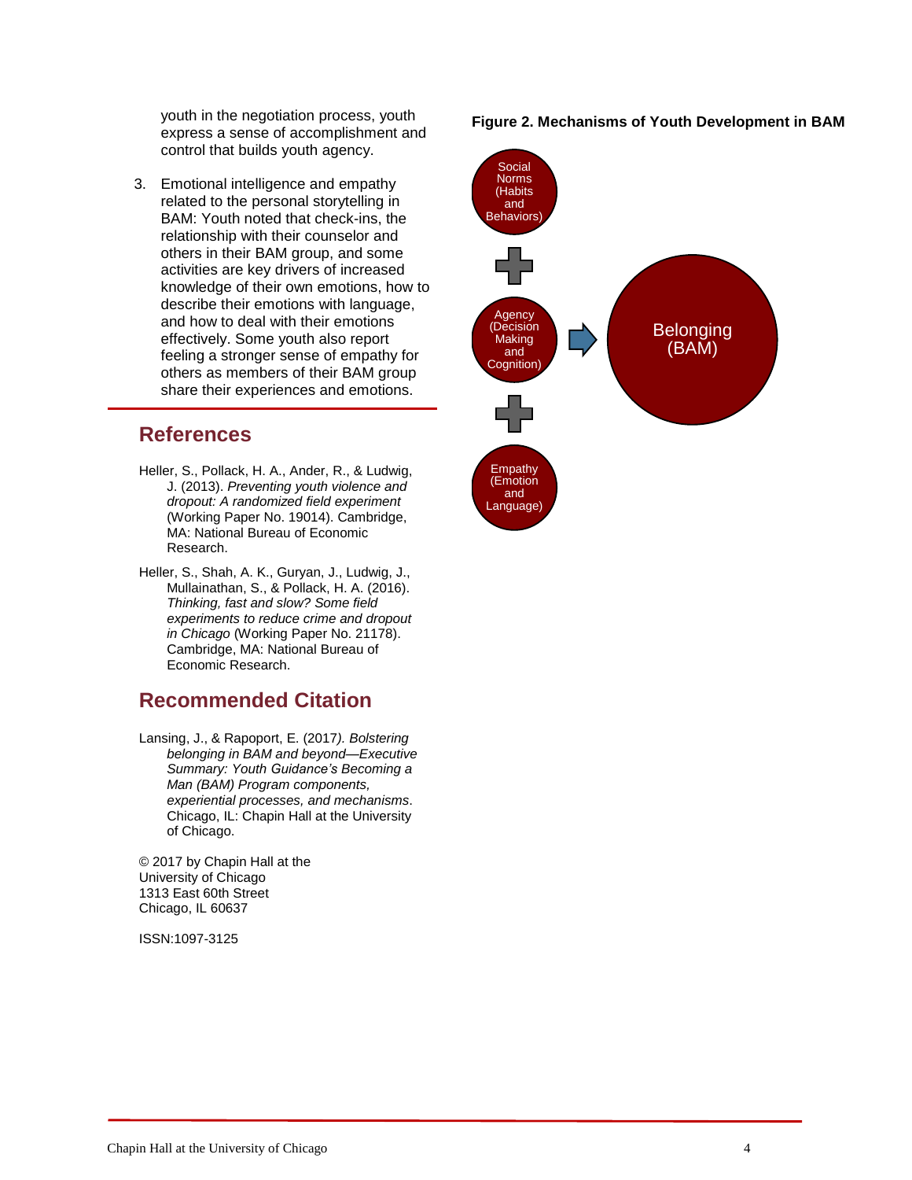youth in the negotiation process, youth express a sense of accomplishment and control that builds youth agency.

3. Emotional intelligence and empathy related to the personal storytelling in BAM: Youth noted that check-ins, the relationship with their counselor and others in their BAM group, and some activities are key drivers of increased knowledge of their own emotions, how to describe their emotions with language, and how to deal with their emotions effectively. Some youth also report feeling a stronger sense of empathy for others as members of their BAM group share their experiences and emotions.

**Figure 2. Mechanisms of Youth Development in BAM**

Social Norms (Habits and Behaviors)

Agency (Decision Making and Cognition)

Empathy (Emotion and Language)

Belonging (BAM)

## References

Heller, S., Pollack, H. A., Ander, R., & Ludwig, J. (2013). *Preventing youth violence and dropout: A randomized field experiment* (Working Paper No. 19014). Cambridge, MA: National Bureau of Economic Research.

Heller, S., Shah, A. K., Guryan, J., Ludwig, J., Mullainathan, S., & Pollack, H. A. (2016). *Thinking, fast and slow? Some field experiments to reduce crime and dropout in Chicago* (Working Paper No. 21178). Cambridge, MA: National Bureau of Economic Research.

## Recommended Citation

Lansing, J., & Rapoport, E. (2017*). Bolstering belonging in BAM and beyond—Executive Summary: Youth Guidance's Becoming a Man (BAM) Program components, experiential processes, and mechanisms.* Chicago, IL: Chapin Hall at the University of Chicago.

© 2017 by Chapin Hall at the University of Chicago
1313 East 60th Street
Chicago, IL 60637

ISSN:1097-3125